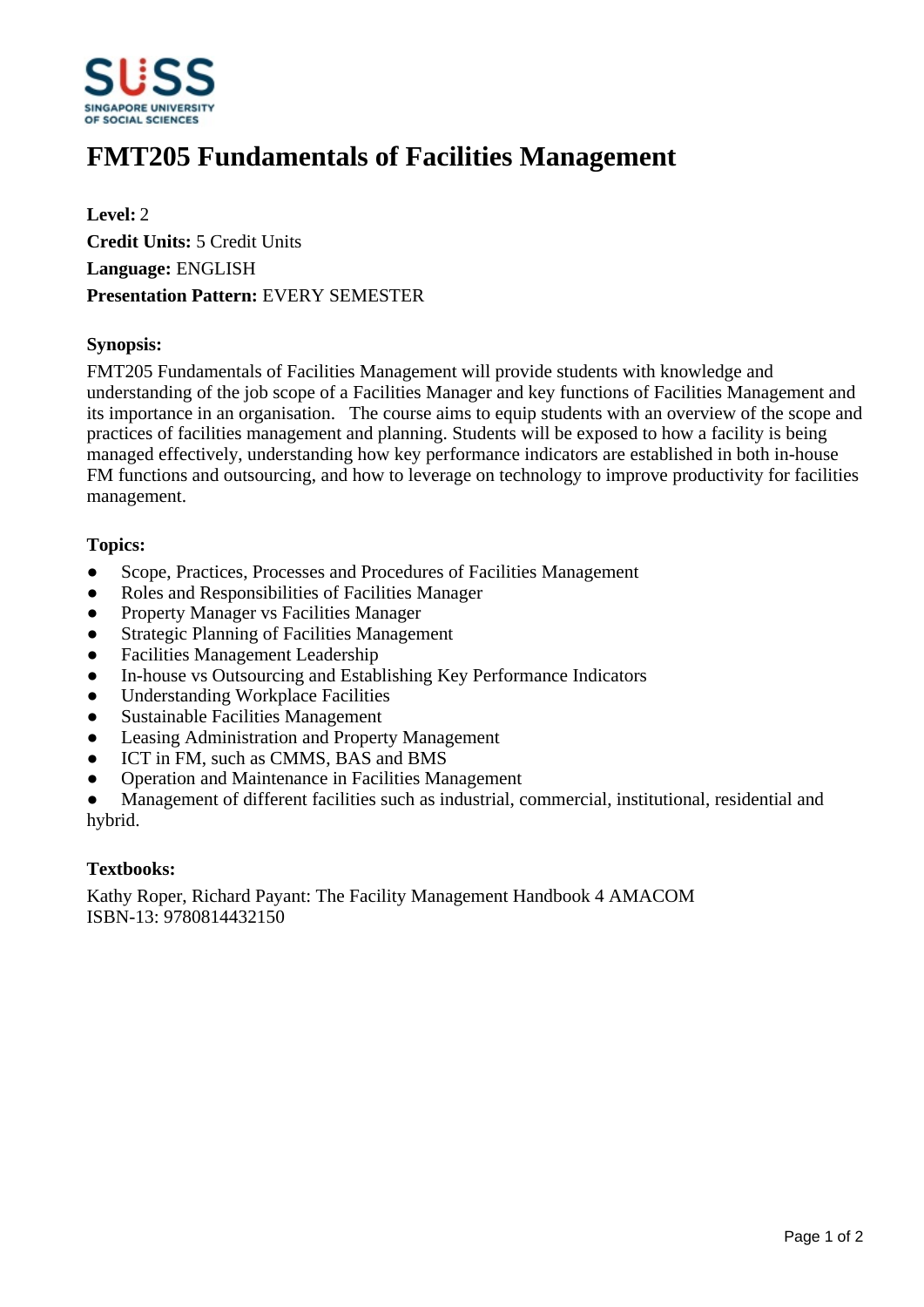# FMT205 Fundamentals of Facilities Management

**Level:** 2
**Credit Units:** 5 Credit Units
**Language:** ENGLISH
**Presentation Pattern:** EVERY SEMESTER

**Synopsis:**

FMT205 Fundamentals of Facilities Management will provide students with knowledge and understanding of the job scope of a Facilities Manager and key functions of Facilities Management and its importance in an organisation. The course aims to equip students with an overview of the scope and practices of facilities management and planning. Students will be exposed to how a facility is being managed effectively, understanding how key performance indicators are established in both in-house FM functions and outsourcing, and how to leverage on technology to improve productivity for facilities management.

**Topics:**

- Scope, Practices, Processes and Procedures of Facilities Management
- Roles and Responsibilities of Facilities Manager
- Property Manager vs Facilities Manager
- Strategic Planning of Facilities Management
- Facilities Management Leadership
- In-house vs Outsourcing and Establishing Key Performance Indicators
- Understanding Workplace Facilities
- Sustainable Facilities Management
- Leasing Administration and Property Management
- ICT in FM, such as CMMS, BAS and BMS
- Operation and Maintenance in Facilities Management
- Management of different facilities such as industrial, commercial, institutional, residential and hybrid.

**Textbooks:**

Kathy Roper, Richard Payant: The Facility Management Handbook 4 AMACOM
ISBN-13: 9780814432150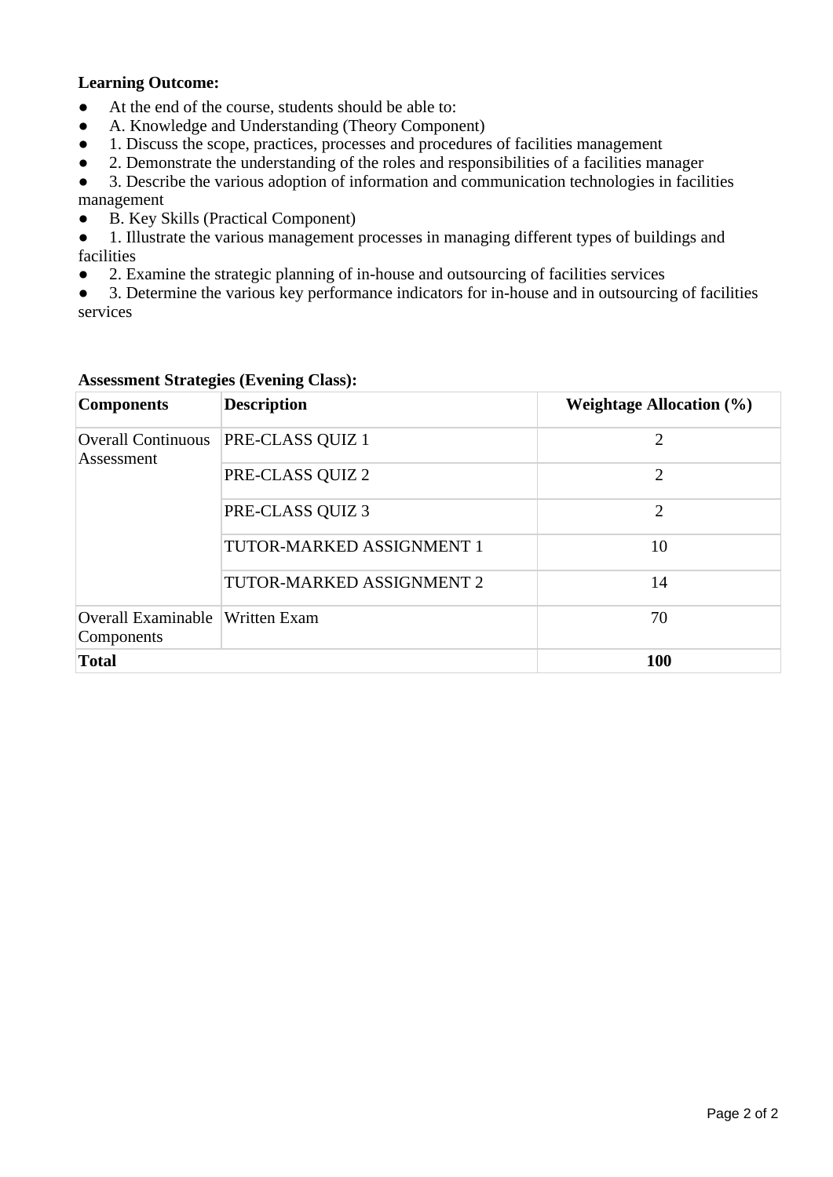**Learning Outcome:**

- At the end of the course, students should be able to:
- A. Knowledge and Understanding (Theory Component)
- 1. Discuss the scope, practices, processes and procedures of facilities management
- 2. Demonstrate the understanding of the roles and responsibilities of a facilities manager
- 3. Describe the various adoption of information and communication technologies in facilities management
- B. Key Skills (Practical Component)
- 1. Illustrate the various management processes in managing different types of buildings and facilities
- 2. Examine the strategic planning of in-house and outsourcing of facilities services
- 3. Determine the various key performance indicators for in-house and in outsourcing of facilities services

**Assessment Strategies (Evening Class):**

| **Components** | **Description** | **Weightage Allocation (%)** |
|---|---|---|
| Overall Continuous Assessment | PRE-CLASS QUIZ 1 | 2 |
| | PRE-CLASS QUIZ 2 | 2 |
| | PRE-CLASS QUIZ 3 | 2 |
| | TUTOR-MARKED ASSIGNMENT 1 | 10 |
| | TUTOR-MARKED ASSIGNMENT 2 | 14 |
| Overall Examinable Components | Written Exam | 70 |
| **Total** | | **100** |